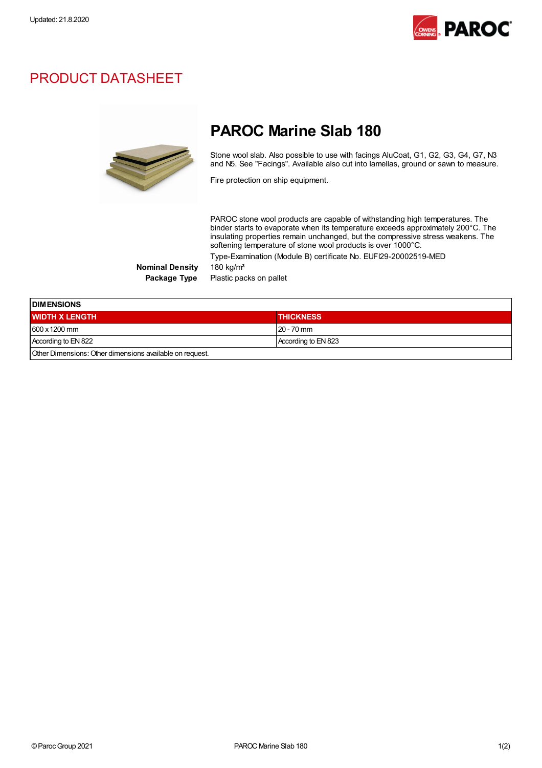Updated: 21.8.2020

# PRODUCT DATASHEET

## PAROC Marine Slab 180

Stone wool slab. Also possible to use with facings AluCoat, G1, G2, G3, G4, G7, N3 and N5. See "Facings". Available also cut into lamellas, ground or sawn to measure.

Fire protection on ship equipment.

PAROC stone wool products are capable of withstanding high temperatures. The binder starts to evaporate when its temperature exceeds approximately 200°C. The insulating properties remain unchanged, but the compressive stress weakens. The softening temperature of stone wool products is over 1000°C.

Type-Examination (Module B) certificate No. EUFI29-20002519-MED

**Nominal Density** 180 kg/m³

**Package Type** Plastic packs on pallet

| DIMENSIONS | |
|---|---|
| **WIDTH X LENGTH** | **THICKNESS** |
| 600 x 1200 mm | 20 - 70 mm |
| According to EN 822 | According to EN 823 |
| Other Dimensions: Other dimensions available on request. | |

© Paroc Group 2021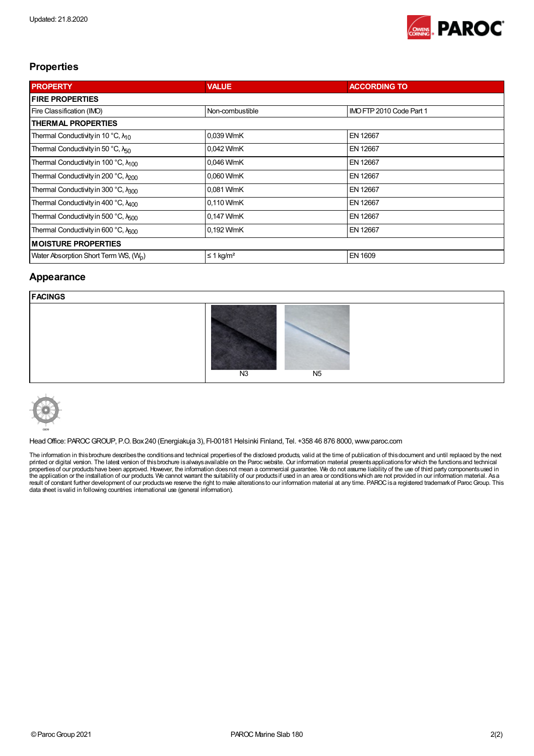Updated: 21.8.2020

## Properties

| PROPERTY | VALUE | ACCORDING TO |
| --- | --- | --- |
| **FIRE PROPERTIES** | | |
| Fire Classification (IMO) | Non-combustible | IMO FTP 2010 Code Part 1 |
| **THERMAL PROPERTIES** | | |
| Thermal Conductivity in 10 °C, $\lambda_{10}$ | 0,039 W/mK | EN 12667 |
| Thermal Conductivity in 50 °C, $\lambda_{50}$ | 0,042 W/mK | EN 12667 |
| Thermal Conductivity in 100 °C, $\lambda_{100}$ | 0,046 W/mK | EN 12667 |
| Thermal Conductivity in 200 °C, $\lambda_{200}$ | 0,060 W/mK | EN 12667 |
| Thermal Conductivity in 300 °C, $\lambda_{300}$ | 0,081 W/mK | EN 12667 |
| Thermal Conductivity in 400 °C, $\lambda_{400}$ | 0,110 W/mK | EN 12667 |
| Thermal Conductivity in 500 °C, $\lambda_{500}$ | 0,147 W/mK | EN 12667 |
| Thermal Conductivity in 600 °C, $\lambda_{600}$ | 0,192 W/mK | EN 12667 |
| **MOISTURE PROPERTIES** | | |
| Water Absorption Short Term WS, ($W_p$) | ≤ 1 kg/m² | EN 1609 |

## Appearance

| FACINGS | |
| --- | --- |
| | N3, N5 |

Head Office: PAROC GROUP, P.O. Box 240 (Energiakuja 3), FI-00181 Helsinki Finland, Tel. +358 46 876 8000, www.paroc.com

The information in this brochure describes the conditions and technical properties of the disclosed products, valid at the time of publication of this document and until replaced by the next printed or digital version. The latest version of this brochure is always available on the Paroc website. Our information material presents applications for which the functions and technical properties of our products have been approved. However, the information does not mean a commercial guarantee. We do not assume liability of the use of third party components used in the application or the installation of our products. We cannot warrant the suitability of our products if used in an area or conditions which are not provided in our information material. As a result of constant further development of our products we reserve the right to make alterations to our information material at any time. PAROC is a registered trademark of Paroc Group. This data sheet is valid in following countries: international use (general information).

© Paroc Group 2021 PAROC Marine Slab 180